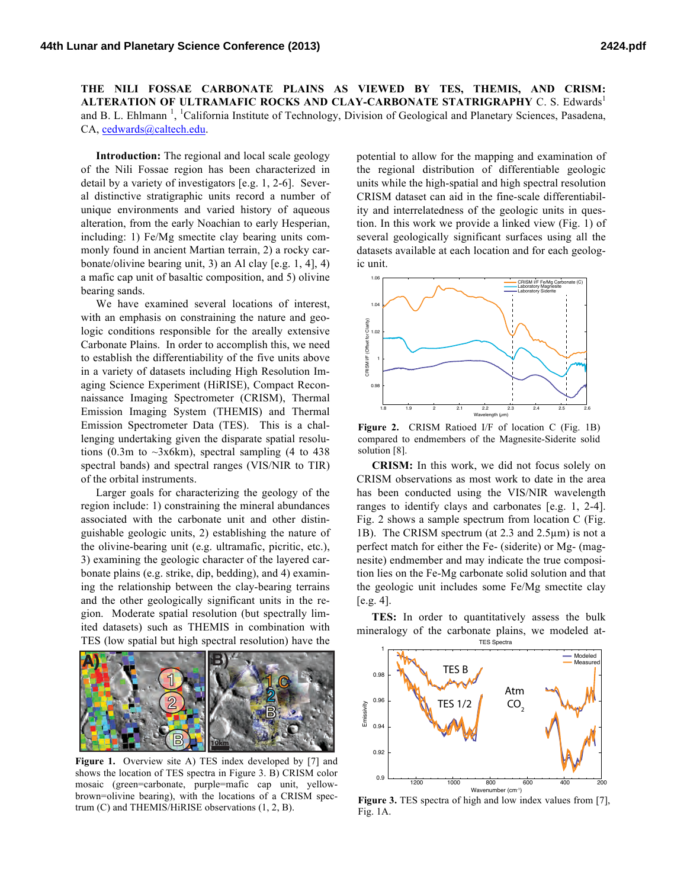# THE NILI FOSSAE CARBONATE PLAINS AS VIEWED BY TES, THEMIS, AND CRISM: ALTERATION OF ULTRAMAFIC ROCKS AND CLAY-CARBONATE STATRIGRAPHY

C. S. Edwards[1] and B. L. Ehlmann [1], [1]California Institute of Technology, Division of Geological and Planetary Sciences, Pasadena, CA, cedwards@caltech.edu.

**Introduction:** The regional and local scale geology of the Nili Fossae region has been characterized in detail by a variety of investigators [e.g. 1, 2-6]. Several distinctive stratigraphic units record a number of unique environments and varied history of aqueous alteration, from the early Noachian to early Hesperian, including: 1) Fe/Mg smectite clay bearing units commonly found in ancient Martian terrain, 2) a rocky carbonate/olivine bearing unit, 3) an Al clay [e.g. 1, 4], 4) a mafic cap unit of basaltic composition, and 5) olivine bearing sands.

We have examined several locations of interest, with an emphasis on constraining the nature and geologic conditions responsible for the areally extensive Carbonate Plains. In order to accomplish this, we need to establish the differentiability of the five units above in a variety of datasets including High Resolution Imaging Science Experiment (HiRISE), Compact Reconnaissance Imaging Spectrometer (CRISM), Thermal Emission Imaging System (THEMIS) and Thermal Emission Spectrometer Data (TES). This is a challenging undertaking given the disparate spatial resolutions (0.3m to ~3x6km), spectral sampling (4 to 438 spectral bands) and spectral ranges (VIS/NIR to TIR) of the orbital instruments.

Larger goals for characterizing the geology of the region include: 1) constraining the mineral abundances associated with the carbonate unit and other distinguishable geologic units, 2) establishing the nature of the olivine-bearing unit (e.g. ultramafic, picritic, etc.), 3) examining the geologic character of the layered carbonate plains (e.g. strike, dip, bedding), and 4) examining the relationship between the clay-bearing terrains and the other geologically significant units in the region. Moderate spatial resolution (but spectrally limited datasets) such as THEMIS in combination with TES (low spatial but high spectral resolution) have the potential to allow for the mapping and examination of the regional distribution of differentiable geologic units while the high-spatial and high spectral resolution CRISM dataset can aid in the fine-scale differentiability and interrelatedness of the geologic units in question. In this work we provide a linked view (Fig. 1) of several geologically significant surfaces using all the datasets available at each location and for each geologic unit.

Figure 1. Overview site A) TES index developed by [7] and shows the location of TES spectra in Figure 3. B) CRISM color mosaic (green=carbonate, purple=mafic cap unit, yellow-brown=olivine bearing), with the locations of a CRISM spectrum (C) and THEMIS/HiRISE observations (1, 2, B).

Figure 2. CRISM Ratioed I/F of location C (Fig. 1B) compared to endmembers of the Magnesite-Siderite solid solution [8].

**CRISM:** In this work, we did not focus solely on CRISM observations as most work to date in the area has been conducted using the VIS/NIR wavelength ranges to identify clays and carbonates [e.g. 1, 2-4]. Fig. 2 shows a sample spectrum from location C (Fig. 1B). The CRISM spectrum (at 2.3 and 2.5μm) is not a perfect match for either the Fe- (siderite) or Mg- (magnesite) endmember and may indicate the true composition lies on the Fe-Mg carbonate solid solution and that the geologic unit includes some Fe/Mg smectite clay [e.g. 4].

**TES:** In order to quantitatively assess the bulk mineralogy of the carbonate plains, we modeled at-

Figure 3. TES spectra of high and low index values from [7], Fig. 1A.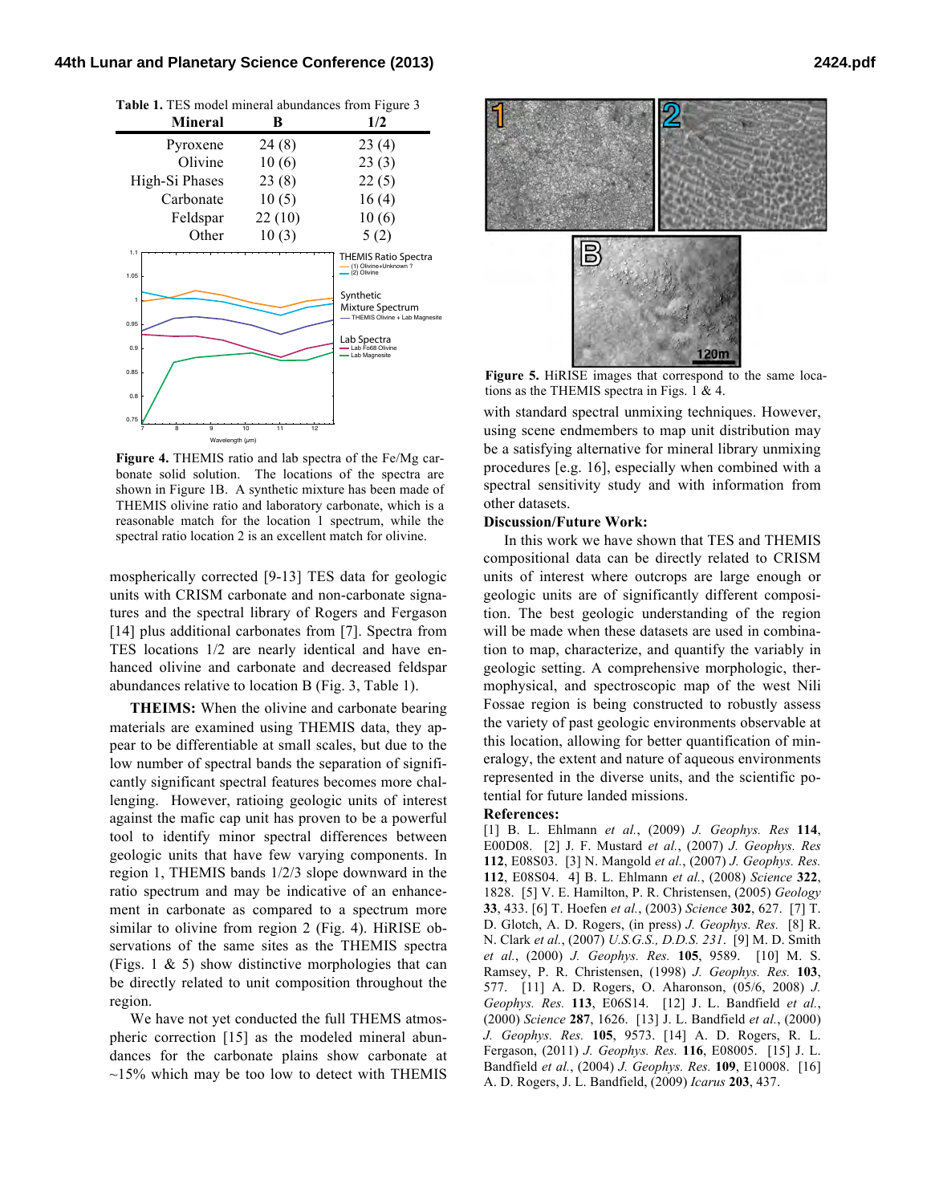**Table 1.** TES model mineral abundances from Figure 3

| Mineral | B | 1/2 |
|---|---|---|
| Pyroxene | 24 (8) | 23 (4) |
| Olivine | 10 (6) | 23 (3) |
| High-Si Phases | 23 (8) | 22 (5) |
| Carbonate | 10 (5) | 16 (4) |
| Feldspar | 22 (10) | 10 (6) |
| Other | 10 (3) | 5 (2) |

1.1
1.05
1
0.95
0.9
0.85
0.8
0.75
7
8
9
10
11
12
Wavelength (μm)

THEMIS Ratio Spectra
(1) Olivine+Unknown ?
(2) Olivine

Synthetic Mixture Spectrum
THEMIS Olivine + Lab Magnesite

Lab Spectra
Lab Fo68 Olivine
Lab Magnesite

**Figure 4.** THEMIS ratio and lab spectra of the Fe/Mg carbonate solid solution. The locations of the spectra are shown in Figure 1B. A synthetic mixture has been made of THEMIS olivine ratio and laboratory carbonate, which is a reasonable match for the location 1 spectrum, while the spectral ratio location 2 is an excellent match for olivine.

mospherically corrected [9-13] TES data for geologic units with CRISM carbonate and non-carbonate signatures and the spectral library of Rogers and Fergason [14] plus additional carbonates from [7]. Spectra from TES locations 1/2 are nearly identical and have enhanced olivine and carbonate and decreased feldspar abundances relative to location B (Fig. 3, Table 1).

**THEIMS:** When the olivine and carbonate bearing materials are examined using THEMIS data, they appear to be differentiable at small scales, but due to the low number of spectral bands the separation of significantly significant spectral features becomes more challenging. However, ratioing geologic units of interest against the mafic cap unit has proven to be a powerful tool to identify minor spectral differences between geologic units that have few varying components. In region 1, THEMIS bands 1/2/3 slope downward in the ratio spectrum and may be indicative of an enhancement in carbonate as compared to a spectrum more similar to olivine from region 2 (Fig. 4). HiRISE observations of the same sites as the THEMIS spectra (Figs. 1 & 5) show distinctive morphologies that can be directly related to unit composition throughout the region.

We have not yet conducted the full THEMS atmospheric correction [15] as the modeled mineral abundances for the carbonate plains show carbonate at ~15% which may be too low to detect with THEMIS with standard spectral unmixing techniques. However, using scene endmembers to map unit distribution may be a satisfying alternative for mineral library unmixing procedures [e.g. 16], especially when combined with a spectral sensitivity study and with information from other datasets.

1
2
B
120m

**Figure 5.** HiRISE images that correspond to the same locations as the THEMIS spectra in Figs. 1 & 4.

**Discussion/Future Work:**

In this work we have shown that TES and THEMIS compositional data can be directly related to CRISM units of interest where outcrops are large enough or geologic units are of significantly different composition. The best geologic understanding of the region will be made when these datasets are used in combination to map, characterize, and quantify the variably in geologic setting. A comprehensive morphologic, thermophysical, and spectroscopic map of the west Nili Fossae region is being constructed to robustly assess the variety of past geologic environments observable at this location, allowing for better quantification of mineralogy, the extent and nature of aqueous environments represented in the diverse units, and the scientific potential for future landed missions.

**References:**

[1] B. L. Ehlmann *et al.*, (2009) *J. Geophys. Res* **114**, E00D08. [2] J. F. Mustard *et al.*, (2007) *J. Geophys. Res* **112**, E08S03. [3] N. Mangold *et al.*, (2007) *J. Geophys. Res.* **112**, E08S04. 4] B. L. Ehlmann *et al.*, (2008) *Science* **322**, 1828. [5] V. E. Hamilton, P. R. Christensen, (2005) *Geology* **33**, 433. [6] T. Hoefen *et al.*, (2003) *Science* **302**, 627. [7] T. D. Glotch, A. D. Rogers, (in press) *J. Geophys. Res.* [8] R. N. Clark *et al.*, (2007) *U.S.G.S., D.D.S. 231*. [9] M. D. Smith *et al.*, (2000) *J. Geophys. Res.* **105**, 9589. [10] M. S. Ramsey, P. R. Christensen, (1998) *J. Geophys. Res.* **103**, 577. [11] A. D. Rogers, O. Aharonson, (05/6, 2008) *J. Geophys. Res.* **113**, E06S14. [12] J. L. Bandfield *et al.*, (2000) *Science* **287**, 1626. [13] J. L. Bandfield *et al.*, (2000) *J. Geophys. Res.* **105**, 9573. [14] A. D. Rogers, R. L. Fergason, (2011) *J. Geophys. Res.* **116**, E08005. [15] J. L. Bandfield *et al.*, (2004) *J. Geophys. Res.* **109**, E10008. [16] A. D. Rogers, J. L. Bandfield, (2009) *Icarus* **203**, 437.